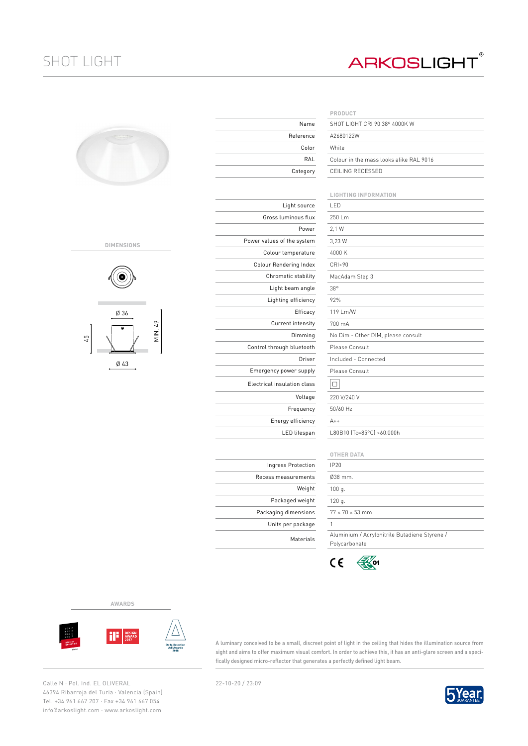# SHOT LIGHT

ARKOSLIGHT®

## PRODUCT

| | |
|---|---|
| Name | SHOT LIGHT CRI 90 38º 4000K W |
| Reference | A2680122W |
| Color | White |
| RAL | Colour in the mass looks alike RAL 9016 |
| Category | CEILING RECESSED |

## LIGHTING INFORMATION

| | |
|---|---|
| Light source | LED |
| Gross luminous flux | 250 Lm |
| Power | 2,1 W |
| Power values of the system | 3,23 W |
| Colour temperature | 4000 K |
| Colour Rendering Index | CRI>90 |
| Chromatic stability | MacAdam Step 3 |
| Light beam angle | 38º |
| Lighting efficiency | 92% |
| Efficacy | 119 Lm/W |
| Current intensity | 700 mA |
| Dimming | No Dim - Other DIM, please consult |
| Control through bluetooth | Please Consult |
| Driver | Included - Connected |
| Emergency power supply | Please Consult |
| Electrical insulation class | ☐ |
| Voltage | 220 V/240 V |
| Frequency | 50/60 Hz |
| Energy efficiency | A++ |
| LED lifespan | L80B10 (Tc=85ºC) >60.000h |

## OTHER DATA

| | |
|---|---|
| Ingress Protection | IP20 |
| Recess measurements | Ø38 mm. |
| Weight | 100 g. |
| Packaged weight | 120 g. |
| Packaging dimensions | 77 × 70 × 53 mm |
| Units per package | 1 |
| Materials | Aluminium / Acrylonitrile Butadiene Styrene / Polycarbonate |

CE

## DIMENSIONS

Ø 36
45
MIN. 49
Ø 43

## AWARDS

A luminary conceived to be a small, discreet point of light in the ceiling that hides the illumination source from sight and aims to offer maximum visual comfort. In order to achieve this, it has an anti-glare screen and a specifically designed micro-reflector that generates a perfectly defined light beam.

Calle N · Pol. Ind. EL OLIVERAL
46394 Ribarroja del Turia · Valencia (Spain)
Tel. +34 961 667 207 · Fax +34 961 667 054
info@arkoslight.com · www.arkoslight.com

22-10-20 / 23:09

5Year GUARANTEE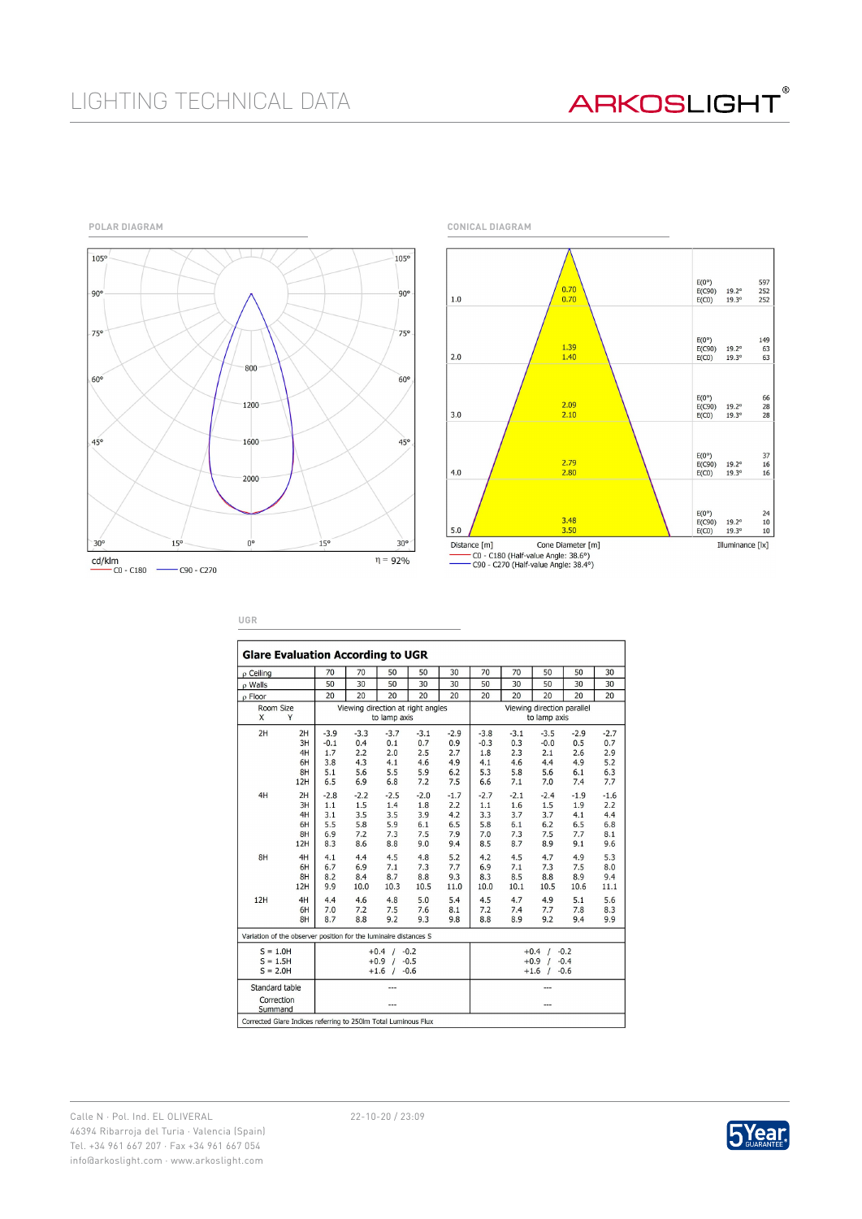# LIGHTING TECHNICAL DATA

ARKOSLIGHT®

## POLAR DIAGRAM

105° 105°
90° 90°
75° 75°
60° 60°
45° 45°
800
1200
1600
2000
30° 15° 0° 15° 30°
cd/klm
η = 92%
C0 - C180 C90 - C270

## CONICAL DIAGRAM

1.0 0.70 0.70 E(0°) 597 E(C90) 19.2° 252 E(C0) 19.3° 252
2.0 1.39 1.40 E(0°) 149 E(C90) 19.2° 63 E(C0) 19.3° 63
3.0 2.09 2.10 E(0°) 66 E(C90) 19.2° 28 E(C0) 19.3° 28
4.0 2.79 2.80 E(0°) 37 E(C90) 19.2° 16 E(C0) 19.3° 16
5.0 3.48 3.50 E(0°) 24 E(C90) 19.2° 10 E(C0) 19.3° 10

Distance [m] Cone Diameter [m] Illuminance [lx]

C0 - C180 (Half-value Angle: 38.6°)
C90 - C270 (Half-value Angle: 38.4°)

## UGR

**Glare Evaluation According to UGR**

| ρ Ceiling | | 70 | 70 | 50 | 50 | 30 | 70 | 70 | 50 | 50 | 30 |
|---|---|---|---|---|---|---|---|---|---|---|---|
| ρ Walls | | 50 | 30 | 50 | 30 | 30 | 50 | 30 | 50 | 30 | 30 |
| ρ Floor | | 20 | 20 | 20 | 20 | 20 | 20 | 20 | 20 | 20 | 20 |
| Room Size X | Y | Viewing direction at right angles to lamp axis | | | | | Viewing direction parallel to lamp axis | | | | |
| 2H | 2H | -3.9 | -3.3 | -3.7 | -3.1 | -2.9 | -3.8 | -3.1 | -3.5 | -2.9 | -2.7 |
| | 3H | -0.1 | 0.4 | 0.1 | 0.7 | 0.9 | -0.3 | 0.3 | -0.0 | 0.5 | 0.7 |
| | 4H | 1.7 | 2.2 | 2.0 | 2.5 | 2.7 | 1.8 | 2.3 | 2.1 | 2.6 | 2.9 |
| | 6H | 3.8 | 4.3 | 4.1 | 4.6 | 4.9 | 4.1 | 4.6 | 4.4 | 4.9 | 5.2 |
| | 8H | 5.1 | 5.6 | 5.5 | 5.9 | 6.2 | 5.3 | 5.8 | 5.6 | 6.1 | 6.3 |
| | 12H | 6.5 | 6.9 | 6.8 | 7.2 | 7.5 | 6.6 | 7.1 | 7.0 | 7.4 | 7.7 |
| 4H | 2H | -2.8 | -2.2 | -2.5 | -2.0 | -1.7 | -2.7 | -2.1 | -2.4 | -1.9 | -1.6 |
| | 3H | 1.1 | 1.5 | 1.4 | 1.8 | 2.2 | 1.1 | 1.6 | 1.5 | 1.9 | 2.2 |
| | 4H | 3.1 | 3.5 | 3.5 | 3.9 | 4.2 | 3.3 | 3.7 | 3.7 | 4.1 | 4.4 |
| | 6H | 5.5 | 5.8 | 5.9 | 6.1 | 6.5 | 5.8 | 6.1 | 6.2 | 6.5 | 6.8 |
| | 8H | 6.9 | 7.2 | 7.3 | 7.5 | 7.9 | 7.0 | 7.3 | 7.5 | 7.7 | 8.1 |
| | 12H | 8.3 | 8.6 | 8.8 | 9.0 | 9.4 | 8.5 | 8.7 | 8.9 | 9.1 | 9.6 |
| 8H | 4H | 4.1 | 4.4 | 4.5 | 4.8 | 5.2 | 4.2 | 4.5 | 4.7 | 4.9 | 5.3 |
| | 6H | 6.7 | 6.9 | 7.1 | 7.3 | 7.7 | 6.9 | 7.1 | 7.3 | 7.5 | 8.0 |
| | 8H | 8.2 | 8.4 | 8.7 | 8.8 | 9.3 | 8.3 | 8.5 | 8.8 | 8.9 | 9.4 |
| | 12H | 9.9 | 10.0 | 10.3 | 10.5 | 11.0 | 10.0 | 10.1 | 10.5 | 10.6 | 11.1 |
| 12H | 4H | 4.4 | 4.6 | 4.8 | 5.0 | 5.4 | 4.5 | 4.7 | 4.9 | 5.1 | 5.6 |
| | 6H | 7.0 | 7.2 | 7.5 | 7.6 | 8.1 | 7.2 | 7.4 | 7.7 | 7.8 | 8.3 |
| | 8H | 8.7 | 8.8 | 9.2 | 9.3 | 9.8 | 8.8 | 8.9 | 9.2 | 9.4 | 9.9 |
| Variation of the observer position for the luminaire distances S | | | | | | | | | | | |
| S = 1.0H | | +0.4 / -0.2 | | | | | +0.4 / -0.2 | | | | |
| S = 1.5H | | +0.9 / -0.5 | | | | | +0.9 / -0.4 | | | | |
| S = 2.0H | | +1.6 / -0.6 | | | | | +1.6 / -0.6 | | | | |
| Standard table | | --- | | | | | --- | | | | |
| Correction Summand | | --- | | | | | --- | | | | |
| Corrected Glare Indices referring to 250lm Total Luminous Flux | | | | | | | | | | | |

Calle N · Pol. Ind. EL OLIVERAL
46394 Ribarroja del Turia · Valencia (Spain)
Tel. +34 961 667 207 · Fax +34 961 667 054
info@arkoslight.com · www.arkoslight.com

22-10-20 / 23:09

5Year GUARANTEE